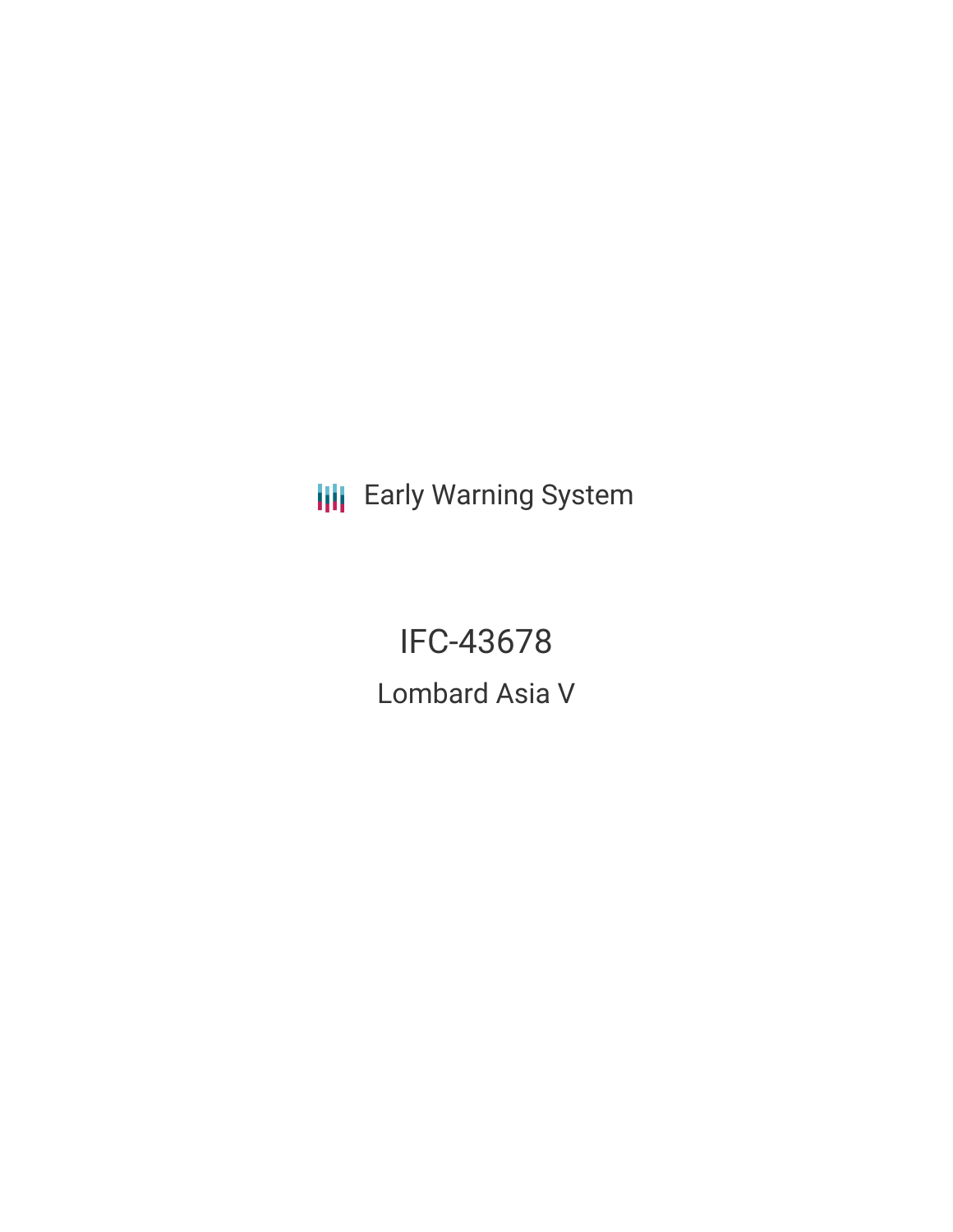Early Warning System

# IFC-43678

## Lombard Asia V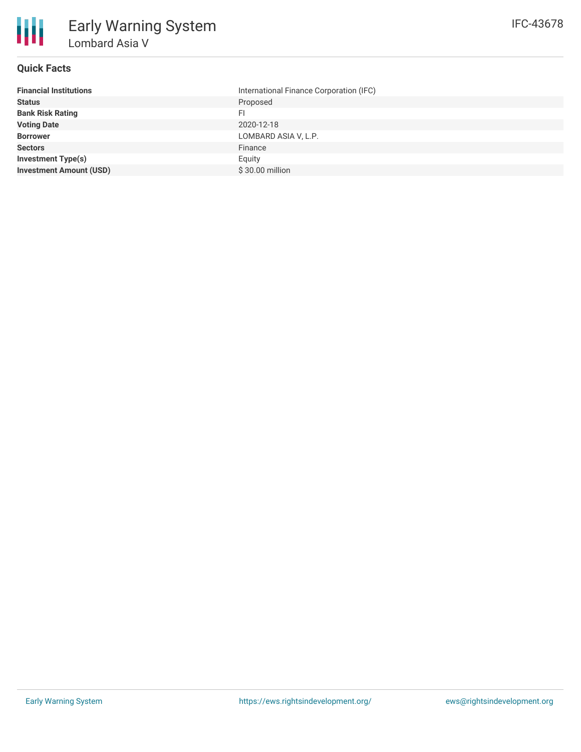# Early Warning System

## Lombard Asia V

IFC-43678

### Quick Facts

| | |
|---|---|
| **Financial Institutions** | International Finance Corporation (IFC) |
| **Status** | Proposed |
| **Bank Risk Rating** | FI |
| **Voting Date** | 2020-12-18 |
| **Borrower** | LOMBARD ASIA V, L.P. |
| **Sectors** | Finance |
| **Investment Type(s)** | Equity |
| **Investment Amount (USD)** | $ 30.00 million |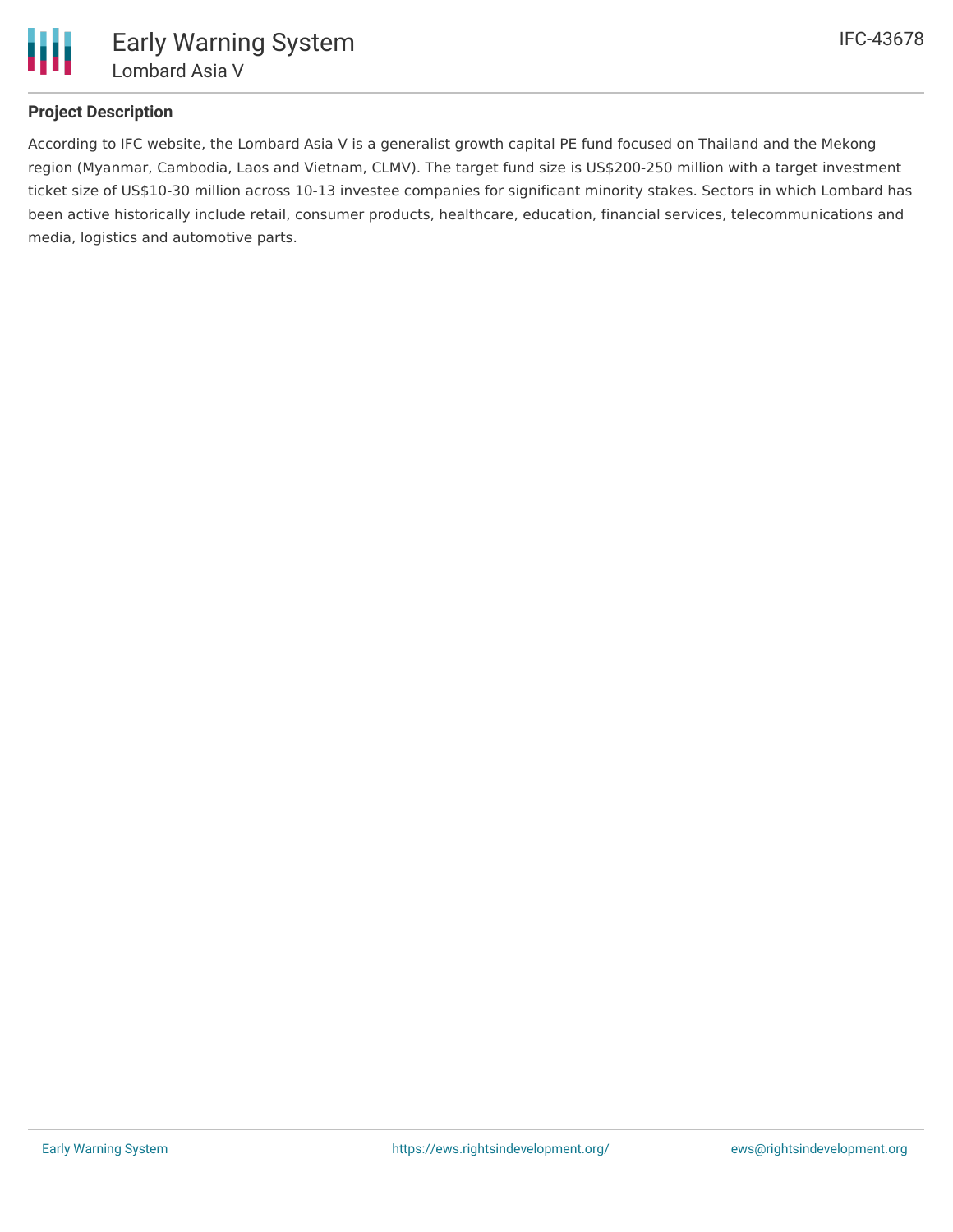## Project Description

According to IFC website, the Lombard Asia V is a generalist growth capital PE fund focused on Thailand and the Mekong region (Myanmar, Cambodia, Laos and Vietnam, CLMV). The target fund size is US$200-250 million with a target investment ticket size of US$10-30 million across 10-13 investee companies for significant minority stakes. Sectors in which Lombard has been active historically include retail, consumer products, healthcare, education, financial services, telecommunications and media, logistics and automotive parts.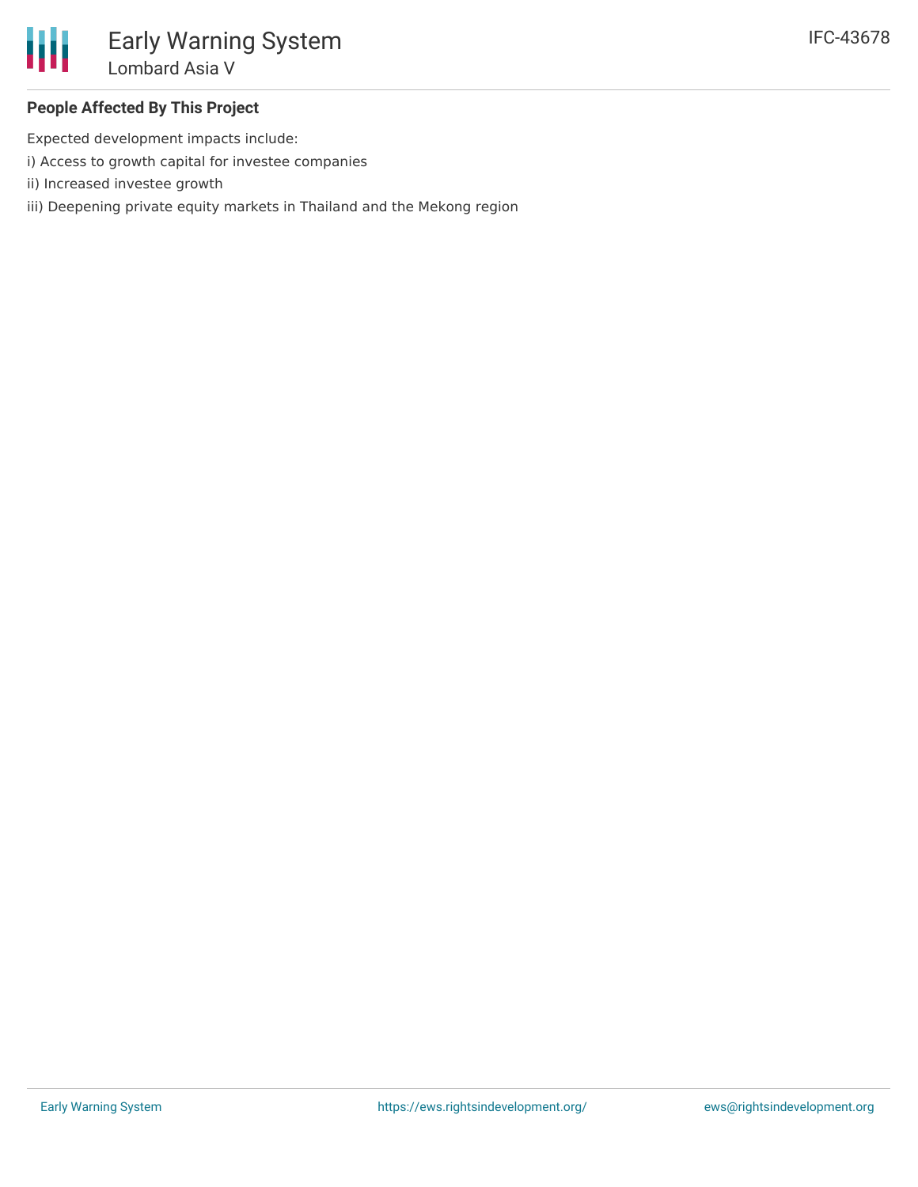## People Affected By This Project

Expected development impacts include:

i) Access to growth capital for investee companies

ii) Increased investee growth

iii) Deepening private equity markets in Thailand and the Mekong region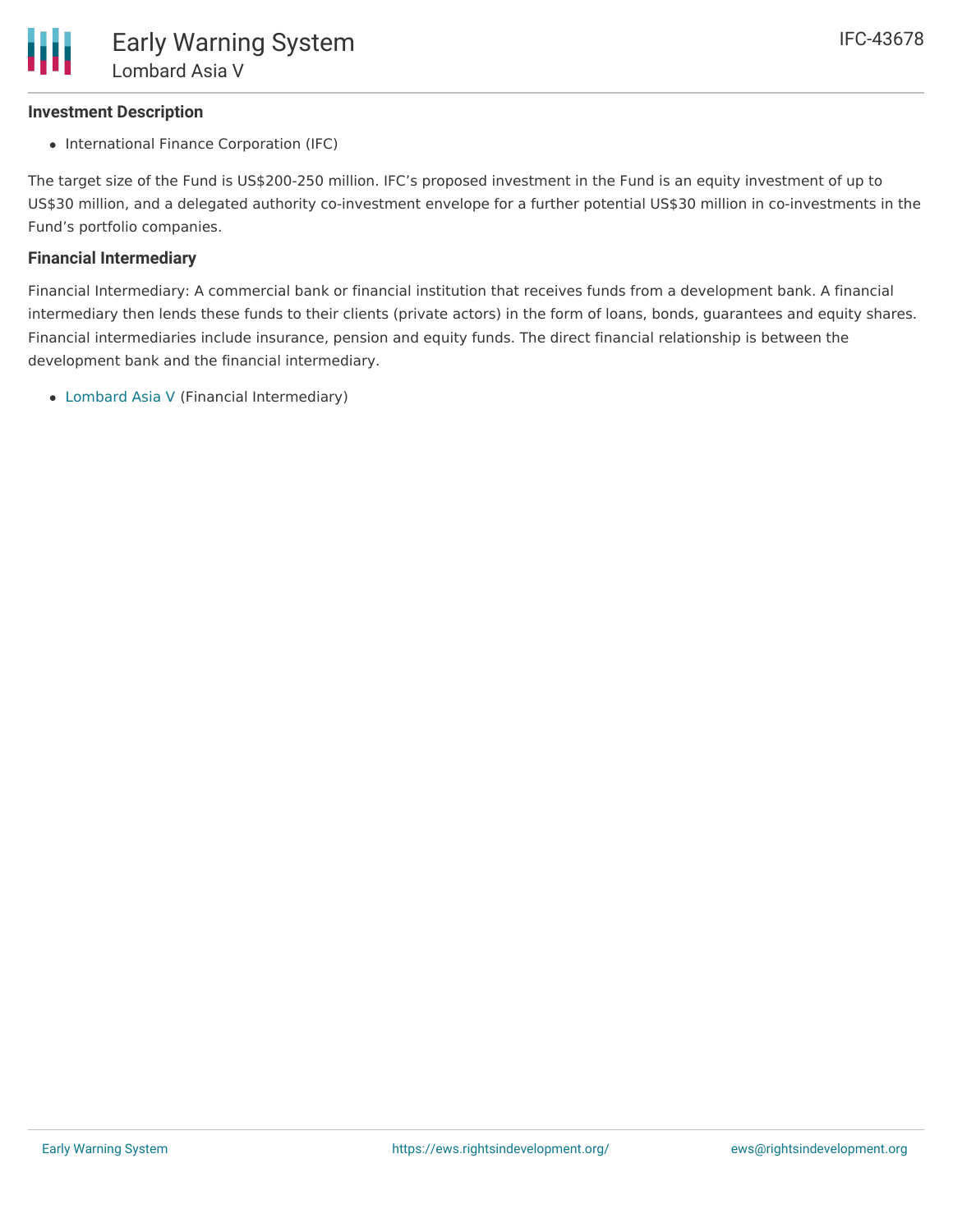### Investment Description

- International Finance Corporation (IFC)

The target size of the Fund is US$200-250 million. IFC's proposed investment in the Fund is an equity investment of up to US$30 million, and a delegated authority co-investment envelope for a further potential US$30 million in co-investments in the Fund's portfolio companies.

### Financial Intermediary

Financial Intermediary: A commercial bank or financial institution that receives funds from a development bank. A financial intermediary then lends these funds to their clients (private actors) in the form of loans, bonds, guarantees and equity shares. Financial intermediaries include insurance, pension and equity funds. The direct financial relationship is between the development bank and the financial intermediary.

- Lombard Asia V (Financial Intermediary)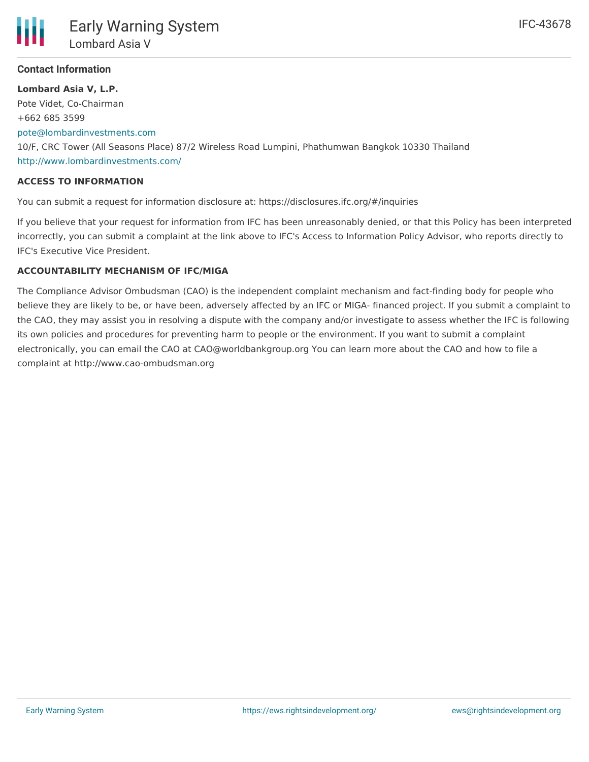## Contact Information

**Lombard Asia V, L.P.**

Pote Videt, Co-Chairman
+662 685 3599
pote@lombardinvestments.com
10/F, CRC Tower (All Seasons Place) 87/2 Wireless Road Lumpini, Phathumwan Bangkok 10330 Thailand
http://www.lombardinvestments.com/

### ACCESS TO INFORMATION

You can submit a request for information disclosure at: https://disclosures.ifc.org/#/inquiries

If you believe that your request for information from IFC has been unreasonably denied, or that this Policy has been interpreted incorrectly, you can submit a complaint at the link above to IFC's Access to Information Policy Advisor, who reports directly to IFC's Executive Vice President.

### ACCOUNTABILITY MECHANISM OF IFC/MIGA

The Compliance Advisor Ombudsman (CAO) is the independent complaint mechanism and fact-finding body for people who believe they are likely to be, or have been, adversely affected by an IFC or MIGA- financed project. If you submit a complaint to the CAO, they may assist you in resolving a dispute with the company and/or investigate to assess whether the IFC is following its own policies and procedures for preventing harm to people or the environment. If you want to submit a complaint electronically, you can email the CAO at CAO@worldbankgroup.org You can learn more about the CAO and how to file a complaint at http://www.cao-ombudsman.org